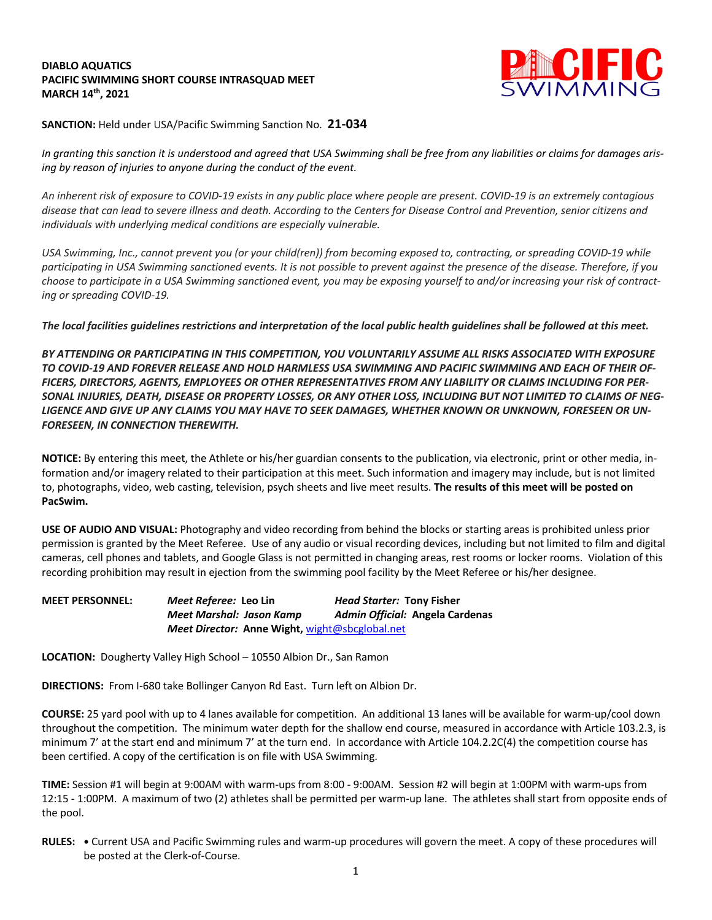**DIABLO AQUATICS**
**PACIFIC SWIMMING SHORT COURSE INTRASQUAD MEET**
**MARCH 14th, 2021**

**SANCTION:** Held under USA/Pacific Swimming Sanction No. **21-034**

*In granting this sanction it is understood and agreed that USA Swimming shall be free from any liabilities or claims for damages arising by reason of injuries to anyone during the conduct of the event.*

*An inherent risk of exposure to COVID-19 exists in any public place where people are present. COVID-19 is an extremely contagious disease that can lead to severe illness and death. According to the Centers for Disease Control and Prevention, senior citizens and individuals with underlying medical conditions are especially vulnerable.*

*USA Swimming, Inc., cannot prevent you (or your child(ren)) from becoming exposed to, contracting, or spreading COVID-19 while participating in USA Swimming sanctioned events. It is not possible to prevent against the presence of the disease. Therefore, if you choose to participate in a USA Swimming sanctioned event, you may be exposing yourself to and/or increasing your risk of contracting or spreading COVID-19.*

***The local facilities guidelines restrictions and interpretation of the local public health guidelines shall be followed at this meet.***

***BY ATTENDING OR PARTICIPATING IN THIS COMPETITION, YOU VOLUNTARILY ASSUME ALL RISKS ASSOCIATED WITH EXPOSURE TO COVID-19 AND FOREVER RELEASE AND HOLD HARMLESS USA SWIMMING AND PACIFIC SWIMMING AND EACH OF THEIR OFFICERS, DIRECTORS, AGENTS, EMPLOYEES OR OTHER REPRESENTATIVES FROM ANY LIABILITY OR CLAIMS INCLUDING FOR PERSONAL INJURIES, DEATH, DISEASE OR PROPERTY LOSSES, OR ANY OTHER LOSS, INCLUDING BUT NOT LIMITED TO CLAIMS OF NEGLIGENCE AND GIVE UP ANY CLAIMS YOU MAY HAVE TO SEEK DAMAGES, WHETHER KNOWN OR UNKNOWN, FORESEEN OR UNFORESEEN, IN CONNECTION THEREWITH.***

**NOTICE:** By entering this meet, the Athlete or his/her guardian consents to the publication, via electronic, print or other media, information and/or imagery related to their participation at this meet. Such information and imagery may include, but is not limited to, photographs, video, web casting, television, psych sheets and live meet results. **The results of this meet will be posted on PacSwim.**

**USE OF AUDIO AND VISUAL:** Photography and video recording from behind the blocks or starting areas is prohibited unless prior permission is granted by the Meet Referee. Use of any audio or visual recording devices, including but not limited to film and digital cameras, cell phones and tablets, and Google Glass is not permitted in changing areas, rest rooms or locker rooms. Violation of this recording prohibition may result in ejection from the swimming pool facility by the Meet Referee or his/her designee.

**MEET PERSONNEL:**
***Meet Referee:*** **Leo Lin**
***Head Starter:*** **Tony Fisher**
***Meet Marshal:*** ***Jason Kamp***
***Admin Official:*** **Angela Cardenas**
***Meet Director:*** **Anne Wight,** wight@sbcglobal.net

**LOCATION:** Dougherty Valley High School – 10550 Albion Dr., San Ramon

**DIRECTIONS:** From I-680 take Bollinger Canyon Rd East. Turn left on Albion Dr.

**COURSE:** 25 yard pool with up to 4 lanes available for competition. An additional 13 lanes will be available for warm-up/cool down throughout the competition. The minimum water depth for the shallow end course, measured in accordance with Article 103.2.3, is minimum 7' at the start end and minimum 7' at the turn end. In accordance with Article 104.2.2C(4) the competition course has been certified. A copy of the certification is on file with USA Swimming.

**TIME:** Session #1 will begin at 9:00AM with warm-ups from 8:00 - 9:00AM. Session #2 will begin at 1:00PM with warm-ups from 12:15 - 1:00PM. A maximum of two (2) athletes shall be permitted per warm-up lane. The athletes shall start from opposite ends of the pool.

**RULES:**
- Current USA and Pacific Swimming rules and warm-up procedures will govern the meet. A copy of these procedures will be posted at the Clerk-of-Course.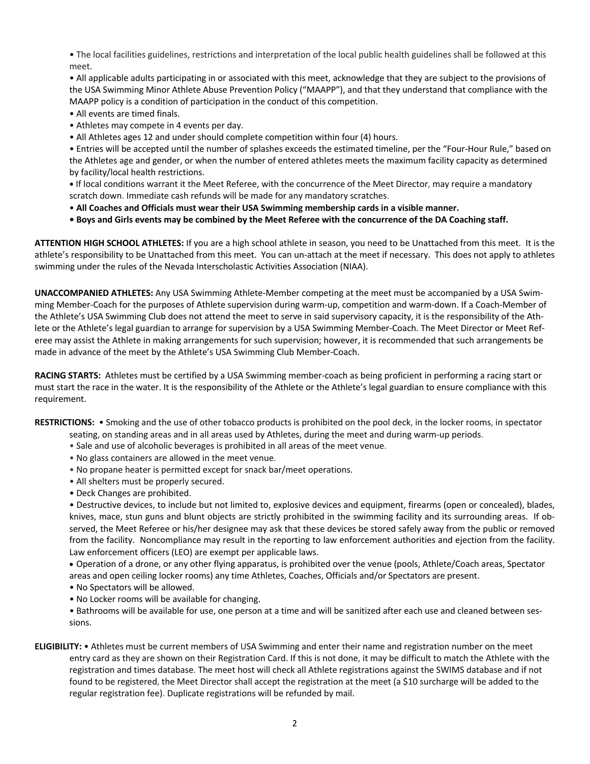• The local facilities guidelines, restrictions and interpretation of the local public health guidelines shall be followed at this meet.

• All applicable adults participating in or associated with this meet, acknowledge that they are subject to the provisions of the USA Swimming Minor Athlete Abuse Prevention Policy ("MAAPP"), and that they understand that compliance with the MAAPP policy is a condition of participation in the conduct of this competition.

• All events are timed finals.

• Athletes may compete in 4 events per day.

• All Athletes ages 12 and under should complete competition within four (4) hours.

• Entries will be accepted until the number of splashes exceeds the estimated timeline, per the "Four-Hour Rule," based on the Athletes age and gender, or when the number of entered athletes meets the maximum facility capacity as determined by facility/local health restrictions.

• If local conditions warrant it the Meet Referee, with the concurrence of the Meet Director, may require a mandatory scratch down. Immediate cash refunds will be made for any mandatory scratches.

• **All Coaches and Officials must wear their USA Swimming membership cards in a visible manner.**

• **Boys and Girls events may be combined by the Meet Referee with the concurrence of the DA Coaching staff.**

**ATTENTION HIGH SCHOOL ATHLETES:** If you are a high school athlete in season, you need to be Unattached from this meet. It is the athlete's responsibility to be Unattached from this meet. You can un-attach at the meet if necessary. This does not apply to athletes swimming under the rules of the Nevada Interscholastic Activities Association (NIAA).

**UNACCOMPANIED ATHLETES:** Any USA Swimming Athlete-Member competing at the meet must be accompanied by a USA Swimming Member-Coach for the purposes of Athlete supervision during warm-up, competition and warm-down. If a Coach-Member of the Athlete's USA Swimming Club does not attend the meet to serve in said supervisory capacity, it is the responsibility of the Athlete or the Athlete's legal guardian to arrange for supervision by a USA Swimming Member-Coach. The Meet Director or Meet Referee may assist the Athlete in making arrangements for such supervision; however, it is recommended that such arrangements be made in advance of the meet by the Athlete's USA Swimming Club Member-Coach.

**RACING STARTS:** Athletes must be certified by a USA Swimming member-coach as being proficient in performing a racing start or must start the race in the water. It is the responsibility of the Athlete or the Athlete's legal guardian to ensure compliance with this requirement.

**RESTRICTIONS:**

- Smoking and the use of other tobacco products is prohibited on the pool deck, in the locker rooms, in spectator seating, on standing areas and in all areas used by Athletes, during the meet and during warm-up periods.
- Sale and use of alcoholic beverages is prohibited in all areas of the meet venue.
- No glass containers are allowed in the meet venue.
- No propane heater is permitted except for snack bar/meet operations.
- All shelters must be properly secured.
- Deck Changes are prohibited.
- Destructive devices, to include but not limited to, explosive devices and equipment, firearms (open or concealed), blades, knives, mace, stun guns and blunt objects are strictly prohibited in the swimming facility and its surrounding areas. If observed, the Meet Referee or his/her designee may ask that these devices be stored safely away from the public or removed from the facility. Noncompliance may result in the reporting to law enforcement authorities and ejection from the facility. Law enforcement officers (LEO) are exempt per applicable laws.
- Operation of a drone, or any other flying apparatus, is prohibited over the venue (pools, Athlete/Coach areas, Spectator areas and open ceiling locker rooms) any time Athletes, Coaches, Officials and/or Spectators are present.
- No Spectators will be allowed.
- No Locker rooms will be available for changing.
- Bathrooms will be available for use, one person at a time and will be sanitized after each use and cleaned between sessions.

**ELIGIBILITY:**

- Athletes must be current members of USA Swimming and enter their name and registration number on the meet entry card as they are shown on their Registration Card. If this is not done, it may be difficult to match the Athlete with the registration and times database. The meet host will check all Athlete registrations against the SWIMS database and if not found to be registered, the Meet Director shall accept the registration at the meet (a $10 surcharge will be added to the regular registration fee). Duplicate registrations will be refunded by mail.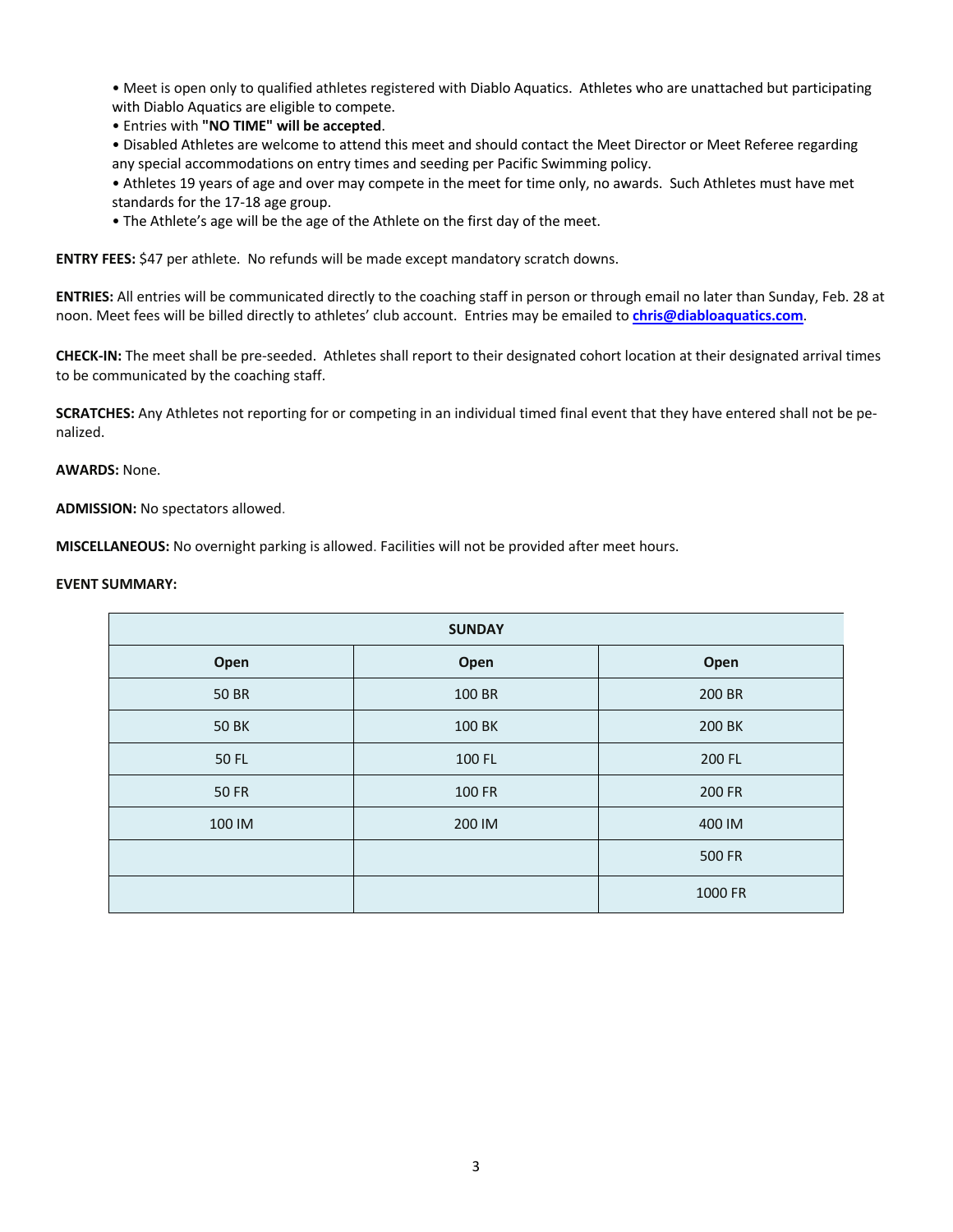- Meet is open only to qualified athletes registered with Diablo Aquatics. Athletes who are unattached but participating with Diablo Aquatics are eligible to compete.
- Entries with **"NO TIME" will be accepted**.
- Disabled Athletes are welcome to attend this meet and should contact the Meet Director or Meet Referee regarding any special accommodations on entry times and seeding per Pacific Swimming policy.
- Athletes 19 years of age and over may compete in the meet for time only, no awards. Such Athletes must have met standards for the 17-18 age group.
- The Athlete's age will be the age of the Athlete on the first day of the meet.

**ENTRY FEES:** $47 per athlete. No refunds will be made except mandatory scratch downs.

**ENTRIES:** All entries will be communicated directly to the coaching staff in person or through email no later than Sunday, Feb. 28 at noon. Meet fees will be billed directly to athletes' club account. Entries may be emailed to **chris@diabloaquatics.com**.

**CHECK-IN:** The meet shall be pre-seeded. Athletes shall report to their designated cohort location at their designated arrival times to be communicated by the coaching staff.

**SCRATCHES:** Any Athletes not reporting for or competing in an individual timed final event that they have entered shall not be penalized.

**AWARDS:** None.

**ADMISSION:** No spectators allowed.

**MISCELLANEOUS:** No overnight parking is allowed. Facilities will not be provided after meet hours.

**EVENT SUMMARY:**

| SUNDAY | | |
|---|---|---|
| **Open** | **Open** | **Open** |
| 50 BR | 100 BR | 200 BR |
| 50 BK | 100 BK | 200 BK |
| 50 FL | 100 FL | 200 FL |
| 50 FR | 100 FR | 200 FR |
| 100 IM | 200 IM | 400 IM |
| | | 500 FR |
| | | 1000 FR |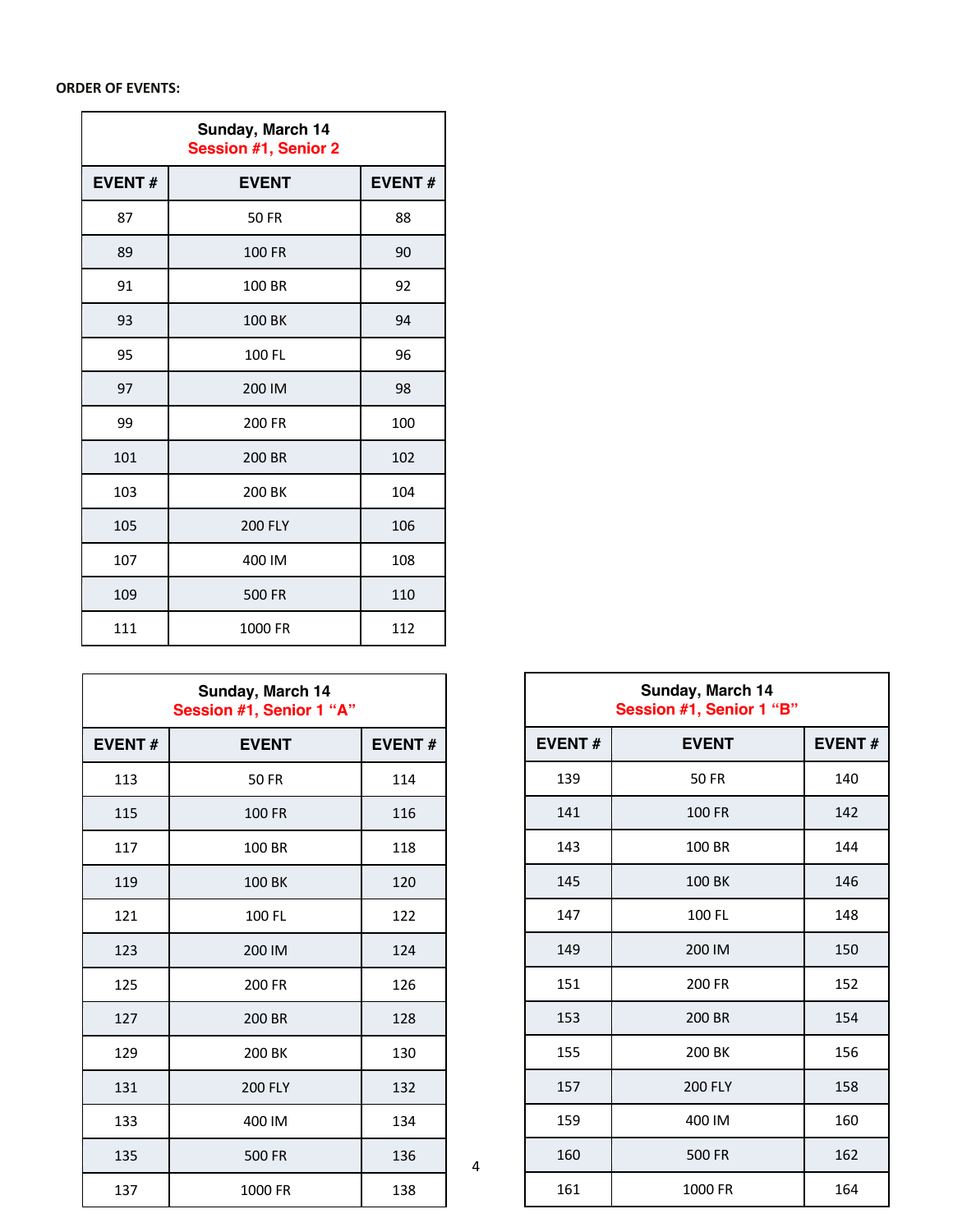**ORDER OF EVENTS:**

| Sunday, March 14<br>Session #1, Senior 2 | | |
|---|---|---|
| **EVENT #** | **EVENT** | **EVENT #** |
| 87 | 50 FR | 88 |
| 89 | 100 FR | 90 |
| 91 | 100 BR | 92 |
| 93 | 100 BK | 94 |
| 95 | 100 FL | 96 |
| 97 | 200 IM | 98 |
| 99 | 200 FR | 100 |
| 101 | 200 BR | 102 |
| 103 | 200 BK | 104 |
| 105 | 200 FLY | 106 |
| 107 | 400 IM | 108 |
| 109 | 500 FR | 110 |
| 111 | 1000 FR | 112 |

| Sunday, March 14<br>Session #1, Senior 1 "A" | | |
|---|---|---|
| **EVENT #** | **EVENT** | **EVENT #** |
| 113 | 50 FR | 114 |
| 115 | 100 FR | 116 |
| 117 | 100 BR | 118 |
| 119 | 100 BK | 120 |
| 121 | 100 FL | 122 |
| 123 | 200 IM | 124 |
| 125 | 200 FR | 126 |
| 127 | 200 BR | 128 |
| 129 | 200 BK | 130 |
| 131 | 200 FLY | 132 |
| 133 | 400 IM | 134 |
| 135 | 500 FR | 136 |
| 137 | 1000 FR | 138 |

| Sunday, March 14<br>Session #1, Senior 1 "B" | | |
|---|---|---|
| **EVENT #** | **EVENT** | **EVENT #** |
| 139 | 50 FR | 140 |
| 141 | 100 FR | 142 |
| 143 | 100 BR | 144 |
| 145 | 100 BK | 146 |
| 147 | 100 FL | 148 |
| 149 | 200 IM | 150 |
| 151 | 200 FR | 152 |
| 153 | 200 BR | 154 |
| 155 | 200 BK | 156 |
| 157 | 200 FLY | 158 |
| 159 | 400 IM | 160 |
| 160 | 500 FR | 162 |
| 161 | 1000 FR | 164 |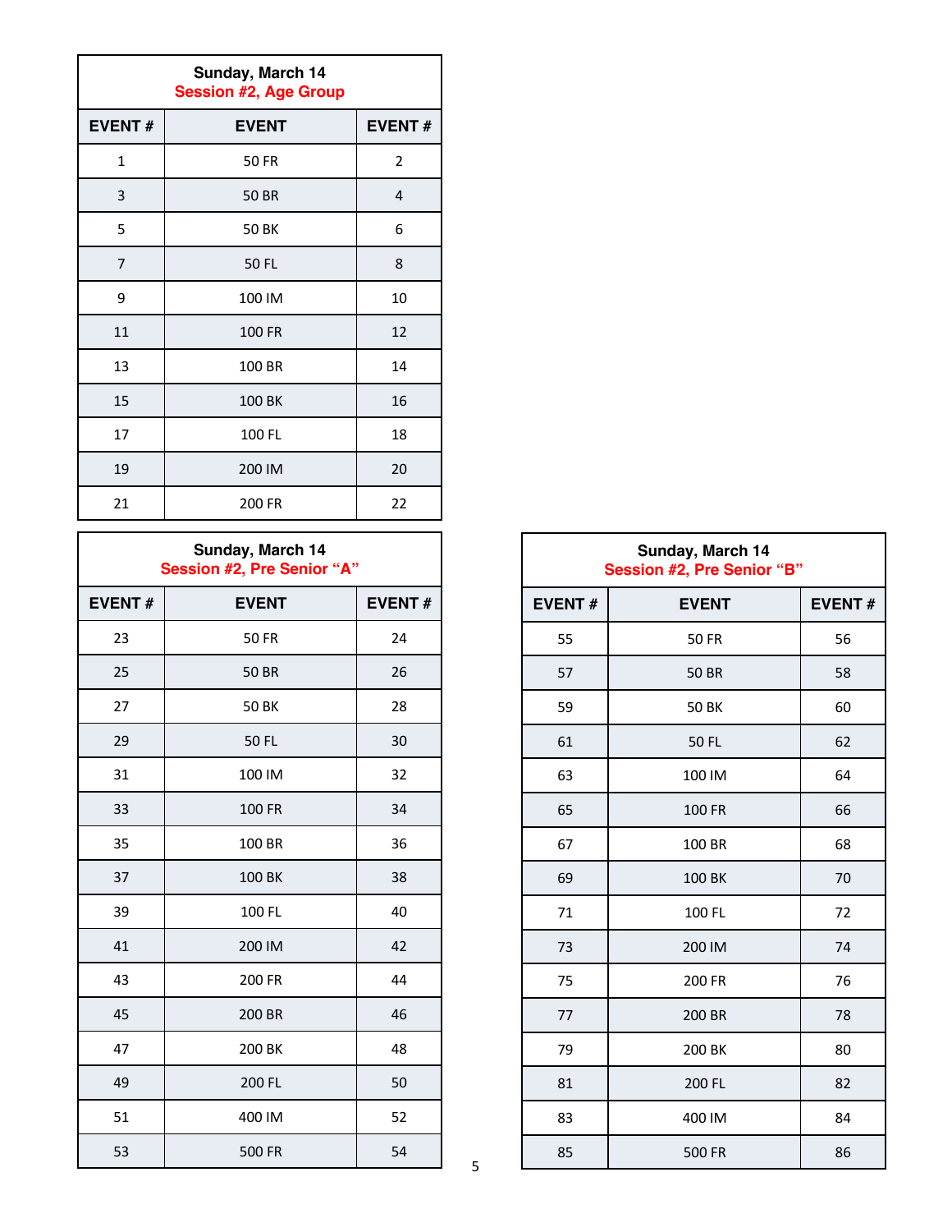**Sunday, March 14**
**Session #2, Age Group**

| EVENT # | EVENT | EVENT # |
|---|---|---|
| 1 | 50 FR | 2 |
| 3 | 50 BR | 4 |
| 5 | 50 BK | 6 |
| 7 | 50 FL | 8 |
| 9 | 100 IM | 10 |
| 11 | 100 FR | 12 |
| 13 | 100 BR | 14 |
| 15 | 100 BK | 16 |
| 17 | 100 FL | 18 |
| 19 | 200 IM | 20 |
| 21 | 200 FR | 22 |

**Sunday, March 14**
**Session #2, Pre Senior "A"**

| EVENT # | EVENT | EVENT # |
|---|---|---|
| 23 | 50 FR | 24 |
| 25 | 50 BR | 26 |
| 27 | 50 BK | 28 |
| 29 | 50 FL | 30 |
| 31 | 100 IM | 32 |
| 33 | 100 FR | 34 |
| 35 | 100 BR | 36 |
| 37 | 100 BK | 38 |
| 39 | 100 FL | 40 |
| 41 | 200 IM | 42 |
| 43 | 200 FR | 44 |
| 45 | 200 BR | 46 |
| 47 | 200 BK | 48 |
| 49 | 200 FL | 50 |
| 51 | 400 IM | 52 |
| 53 | 500 FR | 54 |

**Sunday, March 14**
**Session #2, Pre Senior "B"**

| EVENT # | EVENT | EVENT # |
|---|---|---|
| 55 | 50 FR | 56 |
| 57 | 50 BR | 58 |
| 59 | 50 BK | 60 |
| 61 | 50 FL | 62 |
| 63 | 100 IM | 64 |
| 65 | 100 FR | 66 |
| 67 | 100 BR | 68 |
| 69 | 100 BK | 70 |
| 71 | 100 FL | 72 |
| 73 | 200 IM | 74 |
| 75 | 200 FR | 76 |
| 77 | 200 BR | 78 |
| 79 | 200 BK | 80 |
| 81 | 200 FL | 82 |
| 83 | 400 IM | 84 |
| 85 | 500 FR | 86 |